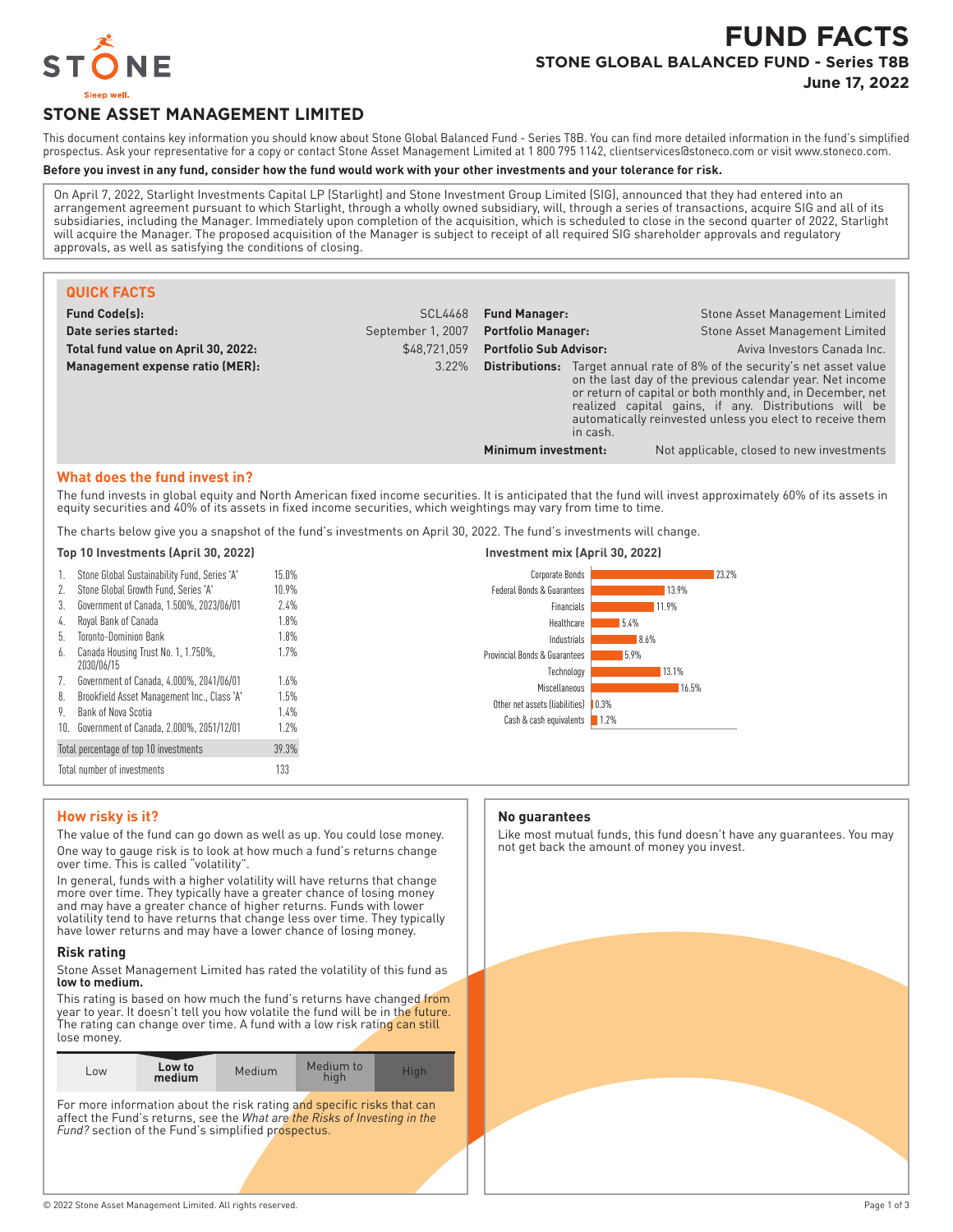# FUND FACTS

## STONE GLOBAL BALANCED FUND - Series T8B

**June 17, 2022**

STONE
Sleep well.

## STONE ASSET MANAGEMENT LIMITED

This document contains key information you should know about Stone Global Balanced Fund - Series T8B. You can find more detailed information in the fund's simplified prospectus. Ask your representative for a copy or contact Stone Asset Management Limited at 1 800 795 1142, clientservices@stoneco.com or visit www.stoneco.com.

**Before you invest in any fund, consider how the fund would work with your other investments and your tolerance for risk.**

On April 7, 2022, Starlight Investments Capital LP (Starlight) and Stone Investment Group Limited (SIG), announced that they had entered into an arrangement agreement pursuant to which Starlight, through a wholly owned subsidiary, will, through a series of transactions, acquire SIG and all of its subsidiaries, including the Manager. Immediately upon completion of the acquisition, which is scheduled to close in the second quarter of 2022, Starlight will acquire the Manager. The proposed acquisition of the Manager is subject to receipt of all required SIG shareholder approvals and regulatory approvals, as well as satisfying the conditions of closing.

### QUICK FACTS

| | | | |
|---|---|---|---|
| **Fund Code(s):** | SCL4468 | **Fund Manager:** | Stone Asset Management Limited |
| **Date series started:** | September 1, 2007 | **Portfolio Manager:** | Stone Asset Management Limited |
| **Total fund value on April 30, 2022:** | $48,721,059 | **Portfolio Sub Advisor:** | Aviva Investors Canada Inc. |
| **Management expense ratio (MER):** | 3.22% | **Distributions:** | Target annual rate of 8% of the security's net asset value on the last day of the previous calendar year. Net income or return of capital or both monthly and, in December, net realized capital gains, if any. Distributions will be automatically reinvested unless you elect to receive them in cash. |
| | | **Minimum investment:** | Not applicable, closed to new investments |

### What does the fund invest in?

The fund invests in global equity and North American fixed income securities. It is anticipated that the fund will invest approximately 60% of its assets in equity securities and 40% of its assets in fixed income securities, which weightings may vary from time to time.

The charts below give you a snapshot of the fund's investments on April 30, 2022. The fund's investments will change.

**Top 10 Investments (April 30, 2022)**

| | Investment | % |
|---|---|---|
| 1. | Stone Global Sustainability Fund, Series 'A' | 15.0% |
| 2. | Stone Global Growth Fund, Series 'A' | 10.9% |
| 3. | Government of Canada, 1.500%, 2023/06/01 | 2.4% |
| 4. | Royal Bank of Canada | 1.8% |
| 5. | Toronto-Dominion Bank | 1.8% |
| 6. | Canada Housing Trust No. 1, 1.750%, 2030/06/15 | 1.7% |
| 7. | Government of Canada, 4.000%, 2041/06/01 | 1.6% |
| 8. | Brookfield Asset Management Inc., Class 'A' | 1.5% |
| 9. | Bank of Nova Scotia | 1.4% |
| 10. | Government of Canada, 2.000%, 2051/12/01 | 1.2% |
| | Total percentage of top 10 investments | 39.3% |
| | Total number of investments | 133 |

**Investment mix (April 30, 2022)**

| Category | % |
|---|---|
| Corporate Bonds | 23.2% |
| Federal Bonds & Guarantees | 13.9% |
| Financials | 11.9% |
| Healthcare | 5.4% |
| Industrials | 8.6% |
| Provincial Bonds & Guarantees | 5.9% |
| Technology | 13.1% |
| Miscellaneous | 16.5% |
| Other net assets (liabilities) | 0.3% |
| Cash & cash equivalents | 1.2% |

### How risky is it?

The value of the fund can go down as well as up. You could lose money.

One way to gauge risk is to look at how much a fund's returns change over time. This is called "volatility".

In general, funds with a higher volatility will have returns that change more over time. They typically have a greater chance of losing money and may have a greater chance of higher returns. Funds with lower volatility tend to have returns that change less over time. They typically have lower returns and may have a lower chance of losing money.

#### Risk rating

Stone Asset Management Limited has rated the volatility of this fund as **low to medium.**

This rating is based on how much the fund's returns have changed from year to year. It doesn't tell you how volatile the fund will be in the future. The rating can change over time. A fund with a low risk rating can still lose money.

| Low | **Low to medium** | Medium | Medium to high | High |
|---|---|---|---|---|

For more information about the risk rating and specific risks that can affect the Fund's returns, see the *What are the Risks of Investing in the Fund?* section of the Fund's simplified prospectus.

### No guarantees

Like most mutual funds, this fund doesn't have any guarantees. You may not get back the amount of money you invest.

© 2022 Stone Asset Management Limited. All rights reserved.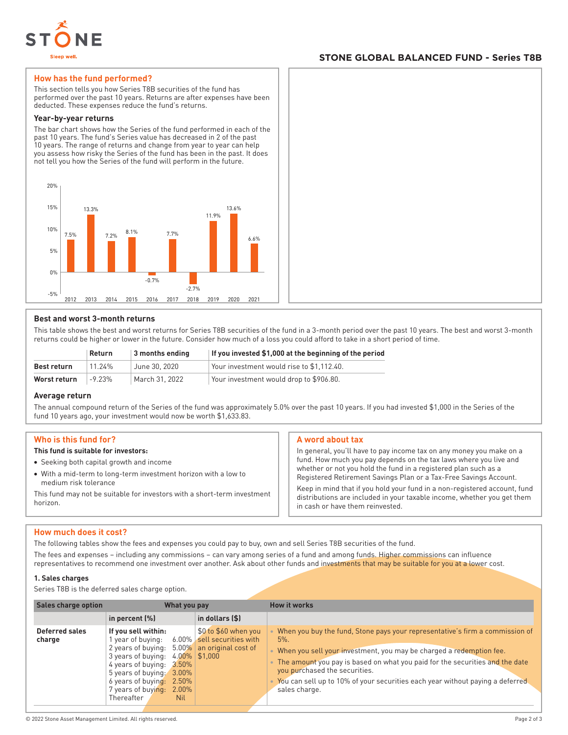## How has the fund performed?

This section tells you how Series T8B securities of the fund has performed over the past 10 years. Returns are after expenses have been deducted. These expenses reduce the fund's returns.

### Year-by-year returns

The bar chart shows how the Series of the fund performed in each of the past 10 years. The fund's Series value has decreased in 2 of the past 10 years. The range of returns and change from year to year can help you assess how risky the Series of the fund has been in the past. It does not tell you how the Series of the fund will perform in the future.

| Year | Return |
|---|---|
| 2012 | 7.5% |
| 2013 | 13.3% |
| 2014 | 7.2% |
| 2015 | 8.1% |
| 2016 | -0.7% |
| 2017 | 7.7% |
| 2018 | -2.7% |
| 2019 | 11.9% |
| 2020 | 13.6% |
| 2021 | 6.6% |

### Best and worst 3-month returns

This table shows the best and worst returns for Series T8B securities of the fund in a 3-month period over the past 10 years. The best and worst 3-month returns could be higher or lower in the future. Consider how much of a loss you could afford to take in a short period of time.

| | Return | 3 months ending | If you invested $1,000 at the beginning of the period |
|---|---|---|---|
| **Best return** | 11.24% | June 30, 2020 | Your investment would rise to $1,112.40. |
| **Worst return** | -9.23% | March 31, 2022 | Your investment would drop to $906.80. |

### Average return

The annual compound return of the Series of the fund was approximately 5.0% over the past 10 years. If you had invested $1,000 in the Series of the fund 10 years ago, your investment would now be worth $1,633.83.

## Who is this fund for?

**This fund is suitable for investors:**

- Seeking both capital growth and income
- With a mid-term to long-term investment horizon with a low to medium risk tolerance

This fund may not be suitable for investors with a short-term investment horizon.

## A word about tax

In general, you'll have to pay income tax on any money you make on a fund. How much you pay depends on the tax laws where you live and whether or not you hold the fund in a registered plan such as a Registered Retirement Savings Plan or a Tax-Free Savings Account.

Keep in mind that if you hold your fund in a non-registered account, fund distributions are included in your taxable income, whether you get them in cash or have them reinvested.

## How much does it cost?

The following tables show the fees and expenses you could pay to buy, own and sell Series T8B securities of the fund.

The fees and expenses – including any commissions – can vary among series of a fund and among funds. Higher commissions can influence representatives to recommend one investment over another. Ask about other funds and investments that may be suitable for you at a lower cost.

### 1. Sales charges

Series T8B is the deferred sales charge option.

| Sales charge option | What you pay | | How it works |
|---|---|---|---|
| | in percent (%) | in dollars ($) | |
| **Deferred sales charge** | If you sell within:<br>1 year of buying: 6.00%<br>2 years of buying: 5.00%<br>3 years of buying: 4.00%<br>4 years of buying: 3.50%<br>5 years of buying: 3.00%<br>6 years of buying: 2.50%<br>7 years of buying: 2.00%<br>Thereafter Nil | $0 to $60 when you sell securities with an original cost of $1,000 | • When you buy the fund, Stone pays your representative's firm a commission of 5%.<br>• When you sell your investment, you may be charged a redemption fee.<br>• The amount you pay is based on what you paid for the securities and the date you purchased the securities.<br>• You can sell up to 10% of your securities each year without paying a deferred sales charge. |

© 2022 Stone Asset Management Limited. All rights reserved.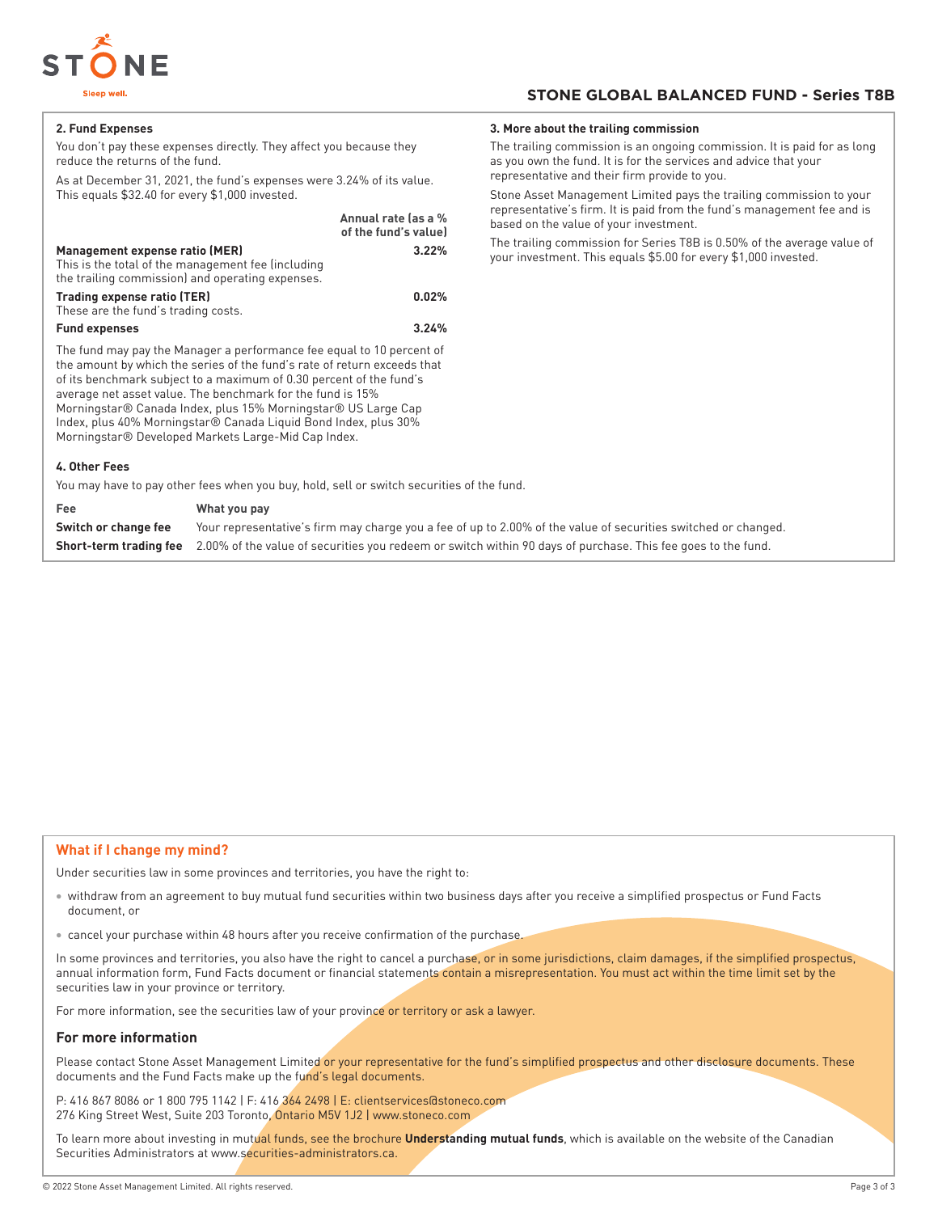## STONE GLOBAL BALANCED FUND - Series T8B

### 2. Fund Expenses

You don't pay these expenses directly. They affect you because they reduce the returns of the fund.

As at December 31, 2021, the fund's expenses were 3.24% of its value. This equals $32.40 for every $1,000 invested.

| | Annual rate (as a % of the fund's value) |
|---|---|
| **Management expense ratio (MER)**<br>This is the total of the management fee (including the trailing commission) and operating expenses. | **3.22%** |
| **Trading expense ratio (TER)**<br>These are the fund's trading costs. | **0.02%** |
| **Fund expenses** | **3.24%** |

The fund may pay the Manager a performance fee equal to 10 percent of the amount by which the series of the fund's rate of return exceeds that of its benchmark subject to a maximum of 0.30 percent of the fund's average net asset value. The benchmark for the fund is 15% Morningstar® Canada Index, plus 15% Morningstar® US Large Cap Index, plus 40% Morningstar® Canada Liquid Bond Index, plus 30% Morningstar® Developed Markets Large-Mid Cap Index.

### 3. More about the trailing commission

The trailing commission is an ongoing commission. It is paid for as long as you own the fund. It is for the services and advice that your representative and their firm provide to you.

Stone Asset Management Limited pays the trailing commission to your representative's firm. It is paid from the fund's management fee and is based on the value of your investment.

The trailing commission for Series T8B is 0.50% of the average value of your investment. This equals $5.00 for every $1,000 invested.

### 4. Other Fees

You may have to pay other fees when you buy, hold, sell or switch securities of the fund.

| Fee | What you pay |
|---|---|
| **Switch or change fee** | Your representative's firm may charge you a fee of up to 2.00% of the value of securities switched or changed. |
| **Short-term trading fee** | 2.00% of the value of securities you redeem or switch within 90 days of purchase. This fee goes to the fund. |

## What if I change my mind?

Under securities law in some provinces and territories, you have the right to:

- withdraw from an agreement to buy mutual fund securities within two business days after you receive a simplified prospectus or Fund Facts document, or
- cancel your purchase within 48 hours after you receive confirmation of the purchase.

In some provinces and territories, you also have the right to cancel a purchase, or in some jurisdictions, claim damages, if the simplified prospectus, annual information form, Fund Facts document or financial statements contain a misrepresentation. You must act within the time limit set by the securities law in your province or territory.

For more information, see the securities law of your province or territory or ask a lawyer.

## For more information

Please contact Stone Asset Management Limited or your representative for the fund's simplified prospectus and other disclosure documents. These documents and the Fund Facts make up the fund's legal documents.

P: 416 867 8086 or 1 800 795 1142 | F: 416 364 2498 | E: clientservices@stoneco.com
276 King Street West, Suite 203 Toronto, Ontario M5V 1J2 | www.stoneco.com

To learn more about investing in mutual funds, see the brochure **Understanding mutual funds**, which is available on the website of the Canadian Securities Administrators at www.securities-administrators.ca.

© 2022 Stone Asset Management Limited. All rights reserved.